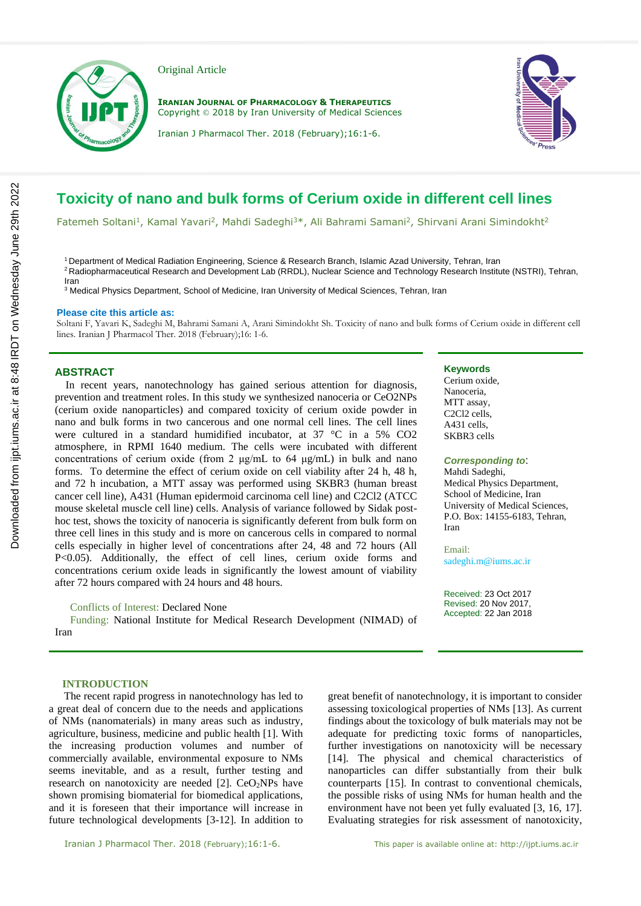Original Article

**Iranian Journal of Pharmacology & Therapeutics**
Copyright © 2018 by Iran University of Medical Sciences

# Toxicity of nano and bulk forms of Cerium oxide in different cell lines

Fatemeh Soltani[1], Kamal Yavari[2], Mahdi Sadeghi[3]*, Ali Bahrami Samani[2], Shirvani Arani Simindokht[2]

[1] Department of Medical Radiation Engineering, Science & Research Branch, Islamic Azad University, Tehran, Iran
[2] Radiopharmaceutical Research and Development Lab (RRDL), Nuclear Science and Technology Research Institute (NSTRI), Tehran, Iran
[3] Medical Physics Department, School of Medicine, Iran University of Medical Sciences, Tehran, Iran

**Please cite this article as:**
Soltani F, Yavari K, Sadeghi M, Bahrami Samani A, Arani Simindokht Sh. Toxicity of nano and bulk forms of Cerium oxide in different cell lines. Iranian J Pharmacol Ther. 2018 (February);16: 1-6.

## ABSTRACT

In recent years, nanotechnology has gained serious attention for diagnosis, prevention and treatment roles. In this study we synthesized nanoceria or $CeO_2$NPs (cerium oxide nanoparticles) and compared toxicity of cerium oxide powder in nano and bulk forms in two cancerous and one normal cell lines. The cell lines were cultured in a standard humidified incubator, at 37 °C in a 5% $CO_2$ atmosphere, in RPMI 1640 medium. The cells were incubated with different concentrations of cerium oxide (from 2 µg/mL to 64 µg/mL) in bulk and nano forms. To determine the effect of cerium oxide on cell viability after 24 h, 48 h, and 72 h incubation, a MTT assay was performed using SKBR3 (human breast cancer cell line), A431 (Human epidermoid carcinoma cell line) and C2C12 (ATCC mouse skeletal muscle cell line) cells. Analysis of variance followed by Sidak post-hoc test, shows the toxicity of nanoceria is significantly deferent from bulk form on three cell lines in this study and is more on cancerous cells in compared to normal cells especially in higher level of concentrations after 24, 48 and 72 hours (All $P<0.05$). Additionally, the effect of cell lines, cerium oxide forms and concentrations cerium oxide leads in significantly the lowest amount of viability after 72 hours compared with 24 hours and 48 hours.

Conflicts of Interest: Declared None

Funding: National Institute for Medical Research Development (NIMAD) of Iran

**Keywords**
Cerium oxide,
Nanoceria,
MTT assay,
C2Cl2 cells,
A431 cells,
SKBR3 cells

***Corresponding to***:
Mahdi Sadeghi,
Medical Physics Department,
School of Medicine, Iran University of Medical Sciences,
P.O. Box: 14155-6183, Tehran, Iran

Email:
sadeghi.m@iums.ac.ir

Received: 23 Oct 2017
Revised: 20 Nov 2017,
Accepted: 22 Jan 2018

## INTRODUCTION

The recent rapid progress in nanotechnology has led to a great deal of concern due to the needs and applications of NMs (nanomaterials) in many areas such as industry, agriculture, business, medicine and public health [1]. With the increasing production volumes and number of commercially available, environmental exposure to NMs seems inevitable, and as a result, further testing and research on nanotoxicity are needed [2]. $CeO_2$NPs have shown promising biomaterial for biomedical applications, and it is foreseen that their importance will increase in future technological developments [3-12]. In addition to great benefit of nanotechnology, it is important to consider assessing toxicological properties of NMs [13]. As current findings about the toxicology of bulk materials may not be adequate for predicting toxic forms of nanoparticles, further investigations on nanotoxicity will be necessary [14]. The physical and chemical characteristics of nanoparticles can differ substantially from their bulk counterparts [15]. In contrast to conventional chemicals, the possible risks of using NMs for human health and the environment have not been yet fully evaluated [3, 16, 17]. Evaluating strategies for risk assessment of nanotoxicity,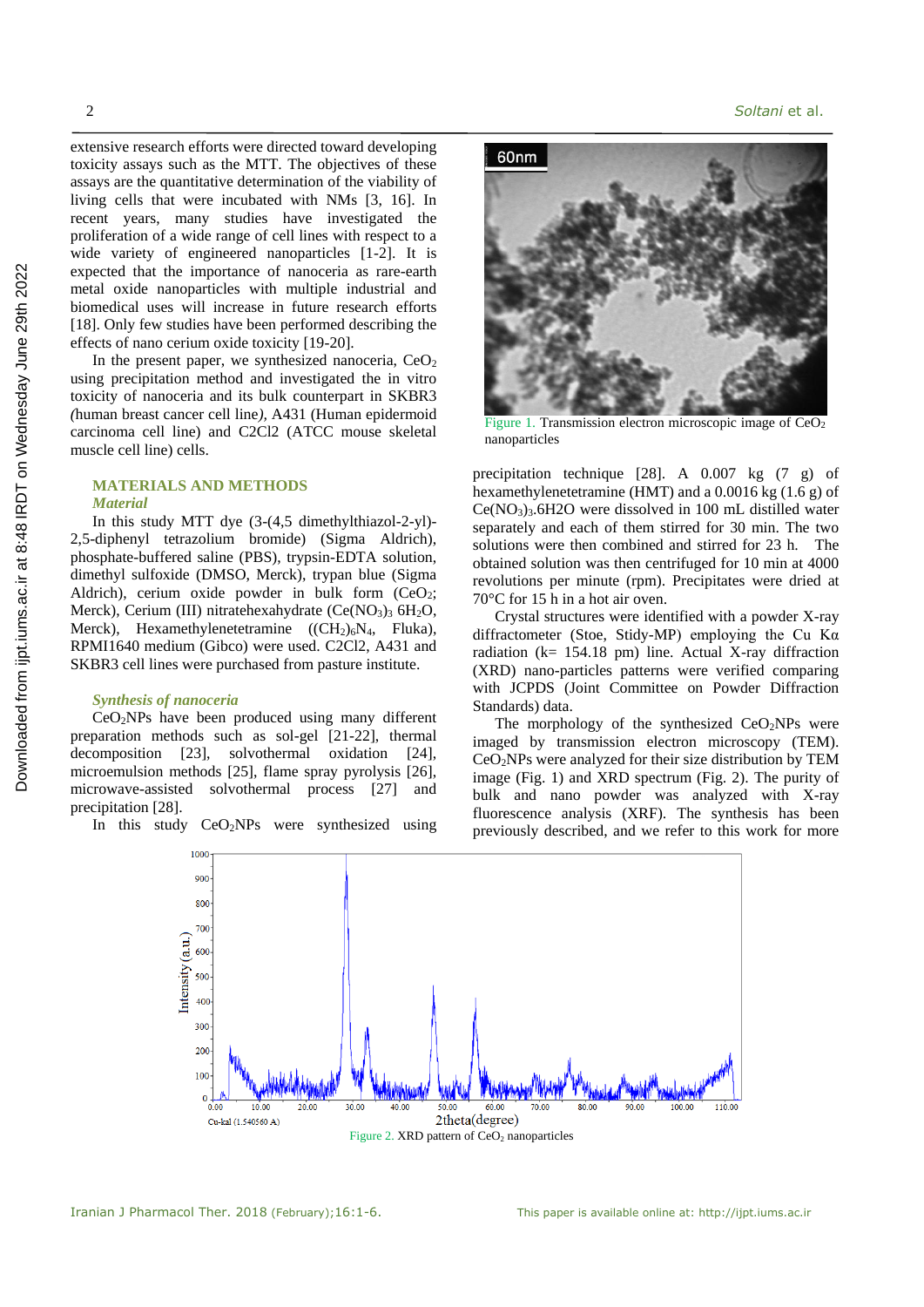extensive research efforts were directed toward developing toxicity assays such as the MTT. The objectives of these assays are the quantitative determination of the viability of living cells that were incubated with NMs [3, 16]. In recent years, many studies have investigated the proliferation of a wide range of cell lines with respect to a wide variety of engineered nanoparticles [1-2]. It is expected that the importance of nanoceria as rare-earth metal oxide nanoparticles with multiple industrial and biomedical uses will increase in future research efforts [18]. Only few studies have been performed describing the effects of nano cerium oxide toxicity [19-20].

In the present paper, we synthesized nanoceria, $CeO_2$ using precipitation method and investigated the in vitro toxicity of nanoceria and its bulk counterpart in SKBR3 *(*human breast cancer cell line*)*, A431 (Human epidermoid carcinoma cell line) and C2Cl2 (ATCC mouse skeletal muscle cell line) cells.

## MATERIALS AND METHODS

### *Material*

In this study MTT dye (3-(4,5 dimethylthiazol-2-yl)-2,5-diphenyl tetrazolium bromide) (Sigma Aldrich), phosphate-buffered saline (PBS), trypsin-EDTA solution, dimethyl sulfoxide (DMSO, Merck), trypan blue (Sigma Aldrich), cerium oxide powder in bulk form ($CeO_2$; Merck), Cerium (III) nitratehexahydrate ($Ce(NO_3)_3$ $6H_2O$, Merck), Hexamethylenetetramine ($(CH_2)_6N_4$, Fluka), RPMI1640 medium (Gibco) were used. C2Cl2, A431 and SKBR3 cell lines were purchased from pasture institute.

### *Synthesis of nanoceria*

$CeO_2$NPs have been produced using many different preparation methods such as sol-gel [21-22], thermal decomposition [23], solvothermal oxidation [24], microemulsion methods [25], flame spray pyrolysis [26], microwave-assisted solvothermal process [27] and precipitation [28].

In this study $CeO_2$NPs were synthesized using precipitation technique [28]. A 0.007 kg (7 g) of hexamethylenetetramine (HMT) and a 0.0016 kg (1.6 g) of $Ce(NO_3)_3.6H2O$ were dissolved in 100 mL distilled water separately and each of them stirred for 30 min. The two solutions were then combined and stirred for 23 h. The obtained solution was then centrifuged for 10 min at 4000 revolutions per minute (rpm). Precipitates were dried at 70°C for 15 h in a hot air oven.

Crystal structures were identified with a powder X-ray diffractometer (Stoe, Stidy-MP) employing the Cu Kα radiation (k= 154.18 pm) line. Actual X-ray diffraction (XRD) nano-particles patterns were verified comparing with JCPDS (Joint Committee on Powder Diffraction Standards) data.

The morphology of the synthesized $CeO_2$NPs were imaged by transmission electron microscopy (TEM). $CeO_2$NPs were analyzed for their size distribution by TEM image (Fig. 1) and XRD spectrum (Fig. 2). The purity of bulk and nano powder was analyzed with X-ray fluorescence analysis (XRF). The synthesis has been previously described, and we refer to this work for more

Figure 1. Transmission electron microscopic image of $CeO_2$ nanoparticles

Figure 2. XRD pattern of $CeO_2$ nanoparticles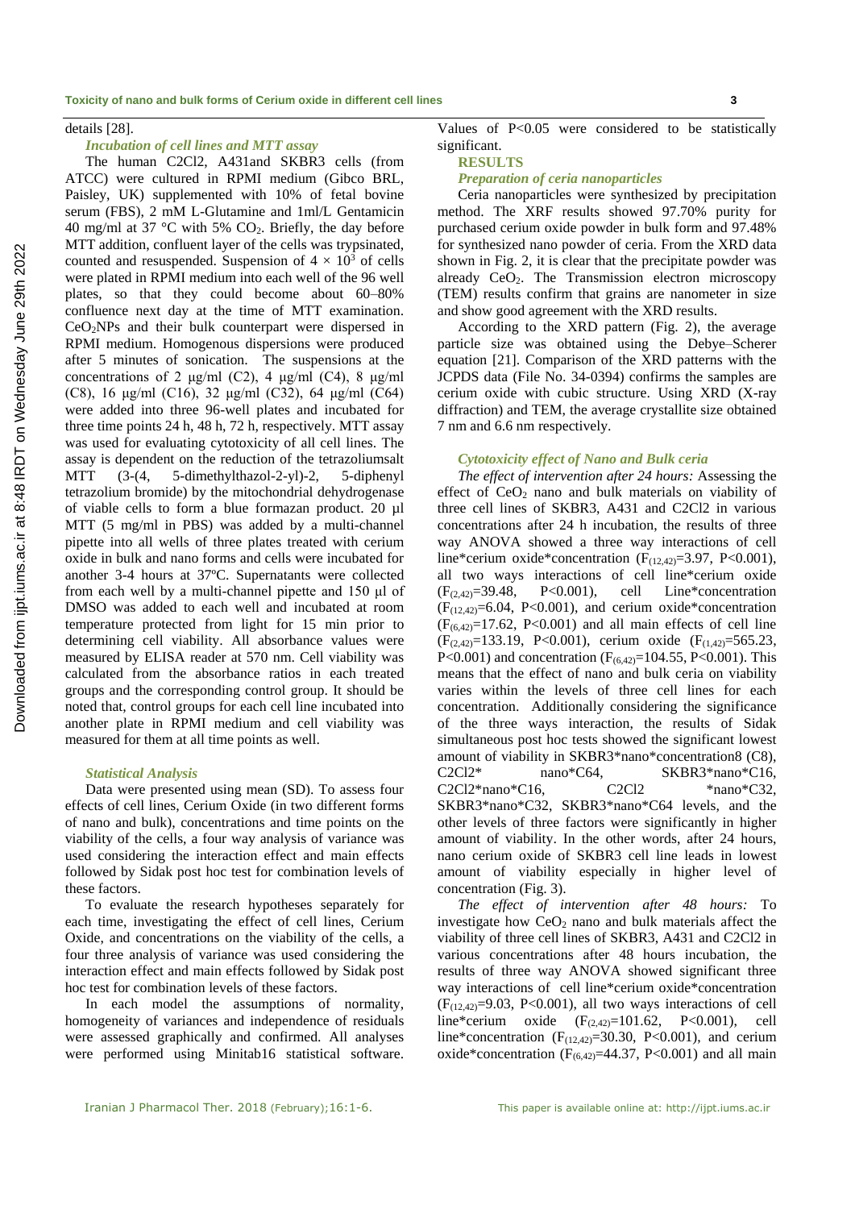details [28].

### *Incubation of cell lines and MTT assay*

The human C2Cl2, A431and SKBR3 cells (from ATCC) were cultured in RPMI medium (Gibco BRL, Paisley, UK) supplemented with 10% of fetal bovine serum (FBS), 2 mM L-Glutamine and 1ml/L Gentamicin 40 mg/ml at 37 °C with 5% $CO_2$. Briefly, the day before MTT addition, confluent layer of the cells was trypsinated, counted and resuspended. Suspension of $4 \times 10^3$ of cells were plated in RPMI medium into each well of the 96 well plates, so that they could become about 60–80% confluence next day at the time of MTT examination. $CeO_2$NPs and their bulk counterpart were dispersed in RPMI medium. Homogenous dispersions were produced after 5 minutes of sonication. The suspensions at the concentrations of 2 µg/ml (C2), 4 µg/ml (C4), 8 µg/ml (C8), 16 µg/ml (C16), 32 µg/ml (C32), 64 µg/ml (C64) were added into three 96-well plates and incubated for three time points 24 h, 48 h, 72 h, respectively. MTT assay was used for evaluating cytotoxicity of all cell lines. The assay is dependent on the reduction of the tetrazoliumsalt MTT (3-(4, 5-dimethylthazol-2-yl)-2, 5-diphenyl tetrazolium bromide) by the mitochondrial dehydrogenase of viable cells to form a blue formazan product. 20 µl MTT (5 mg/ml in PBS) was added by a multi-channel pipette into all wells of three plates treated with cerium oxide in bulk and nano forms and cells were incubated for another 3-4 hours at 37ºC. Supernatants were collected from each well by a multi-channel pipette and 150 µl of DMSO was added to each well and incubated at room temperature protected from light for 15 min prior to determining cell viability. All absorbance values were measured by ELISA reader at 570 nm. Cell viability was calculated from the absorbance ratios in each treated groups and the corresponding control group. It should be noted that, control groups for each cell line incubated into another plate in RPMI medium and cell viability was measured for them at all time points as well.

### *Statistical Analysis*

Data were presented using mean (SD). To assess four effects of cell lines, Cerium Oxide (in two different forms of nano and bulk), concentrations and time points on the viability of the cells, a four way analysis of variance was used considering the interaction effect and main effects followed by Sidak post hoc test for combination levels of these factors.

To evaluate the research hypotheses separately for each time, investigating the effect of cell lines, Cerium Oxide, and concentrations on the viability of the cells, a four three analysis of variance was used considering the interaction effect and main effects followed by Sidak post hoc test for combination levels of these factors.

In each model the assumptions of normality, homogeneity of variances and independence of residuals were assessed graphically and confirmed. All analyses were performed using Minitab16 statistical software. Values of $P<0.05$ were considered to be statistically significant.

## RESULTS

### *Preparation of ceria nanoparticles*

Ceria nanoparticles were synthesized by precipitation method. The XRF results showed 97.70% purity for purchased cerium oxide powder in bulk form and 97.48% for synthesized nano powder of ceria. From the XRD data shown in Fig. 2, it is clear that the precipitate powder was already $CeO_2$. The Transmission electron microscopy (TEM) results confirm that grains are nanometer in size and show good agreement with the XRD results.

According to the XRD pattern (Fig. 2), the average particle size was obtained using the Debye–Scherer equation [21]. Comparison of the XRD patterns with the JCPDS data (File No. 34-0394) confirms the samples are cerium oxide with cubic structure. Using XRD (X-ray diffraction) and TEM, the average crystallite size obtained 7 nm and 6.6 nm respectively.

### *Cytotoxicity effect of Nano and Bulk ceria*

*The effect of intervention after 24 hours:* Assessing the effect of $CeO_2$ nano and bulk materials on viability of three cell lines of SKBR3, A431 and C2Cl2 in various concentrations after 24 h incubation, the results of three way ANOVA showed a three way interactions of cell line*cerium oxide*concentration ($F_{(12,42)}=3.97$, $P<0.001$), all two ways interactions of cell line*cerium oxide ($F_{(2,42)}=39.48$, $P<0.001$), cell Line*concentration ($F_{(12,42)}=6.04$, $P<0.001$), and cerium oxide*concentration ($F_{(6,42)}=17.62$, $P<0.001$) and all main effects of cell line ($F_{(2,42)}=133.19$, $P<0.001$), cerium oxide ($F_{(1,42)}=565.23$, $P<0.001$) and concentration ($F_{(6,42)}=104.55$, $P<0.001$). This means that the effect of nano and bulk ceria on viability varies within the levels of three cell lines for each concentration. Additionally considering the significance of the three ways interaction, the results of Sidak simultaneous post hoc tests showed the significant lowest amount of viability in SKBR3*nano*concentration8 (C8), C2Cl2* nano*C64, SKBR3*nano*C16, C2Cl2*nano*C16, C2Cl2 *nano*C32, SKBR3*nano*C32, SKBR3*nano*C64 levels, and the other levels of three factors were significantly in higher amount of viability. In the other words, after 24 hours, nano cerium oxide of SKBR3 cell line leads in lowest amount of viability especially in higher level of concentration (Fig. 3).

*The effect of intervention after 48 hours:* To investigate how $CeO_2$ nano and bulk materials affect the viability of three cell lines of SKBR3, A431 and C2Cl2 in various concentrations after 48 hours incubation, the results of three way ANOVA showed significant three way interactions of cell line*cerium oxide*concentration ($F_{(12,42)}=9.03$, $P<0.001$), all two ways interactions of cell line*cerium oxide ($F_{(2,42)}=101.62$, $P<0.001$), cell line*concentration ($F_{(12,42)}=30.30$, $P<0.001$), and cerium oxide*concentration ($F_{(6,42)}=44.37$, $P<0.001$) and all main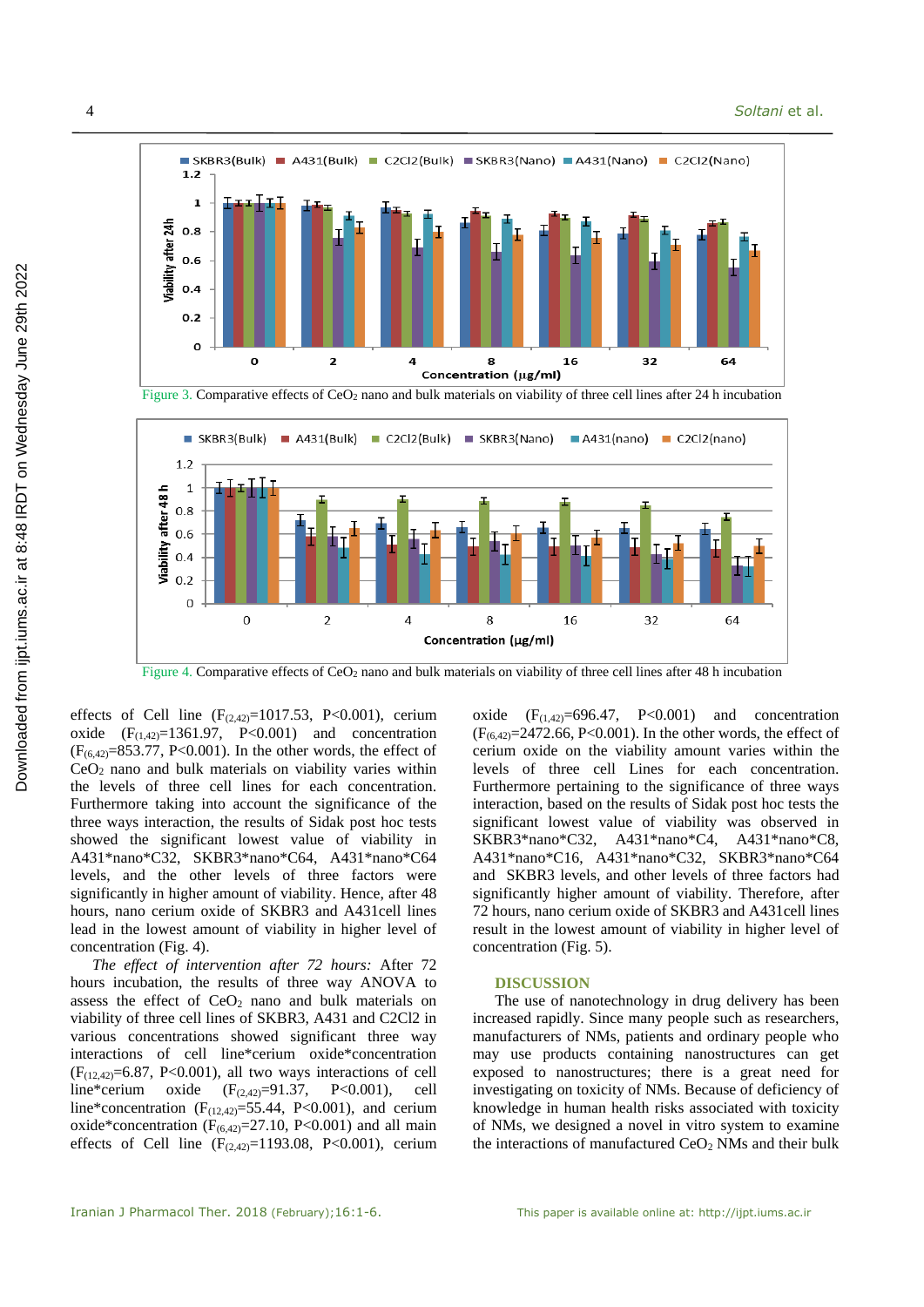Figure 3. Comparative effects of $CeO_2$ nano and bulk materials on viability of three cell lines after 24 h incubation

Figure 4. Comparative effects of $CeO_2$ nano and bulk materials on viability of three cell lines after 48 h incubation

effects of Cell line ($F_{(2,42)}$=1017.53, P<0.001), cerium oxide ($F_{(1,42)}$=1361.97, P<0.001) and concentration ($F_{(6,42)}$=853.77, P<0.001). In the other words, the effect of $CeO_2$ nano and bulk materials on viability varies within the levels of three cell lines for each concentration. Furthermore taking into account the significance of the three ways interaction, the results of Sidak post hoc tests showed the significant lowest value of viability in A431*nano*C32, SKBR3*nano*C64, A431*nano*C64 levels, and the other levels of three factors were significantly in higher amount of viability. Hence, after 48 hours, nano cerium oxide of SKBR3 and A431cell lines lead in the lowest amount of viability in higher level of concentration (Fig. 4).

*The effect of intervention after 72 hours:* After 72 hours incubation, the results of three way ANOVA to assess the effect of $CeO_2$ nano and bulk materials on viability of three cell lines of SKBR3, A431 and C2Cl2 in various concentrations showed significant three way interactions of cell line*cerium oxide*concentration ($F_{(12,42)}$=6.87, P<0.001), all two ways interactions of cell line*cerium oxide ($F_{(2,42)}$=91.37, P<0.001), cell line*concentration ($F_{(12,42)}$=55.44, P<0.001), and cerium oxide*concentration ($F_{(6,42)}$=27.10, P<0.001) and all main effects of Cell line ($F_{(2,42)}$=1193.08, P<0.001), cerium oxide ($F_{(1,42)}$=696.47, P<0.001) and concentration ($F_{(6,42)}$=2472.66, P<0.001). In the other words, the effect of cerium oxide on the viability amount varies within the levels of three cell Lines for each concentration. Furthermore pertaining to the significance of three ways interaction, based on the results of Sidak post hoc tests the significant lowest value of viability was observed in SKBR3*nano*C32, A431*nano*C4, A431*nano*C8, A431*nano*C16, A431*nano*C32, SKBR3*nano*C64 and SKBR3 levels, and other levels of three factors had significantly higher amount of viability. Therefore, after 72 hours, nano cerium oxide of SKBR3 and A431cell lines result in the lowest amount of viability in higher level of concentration (Fig. 5).

## DISCUSSION

The use of nanotechnology in drug delivery has been increased rapidly. Since many people such as researchers, manufacturers of NMs, patients and ordinary people who may use products containing nanostructures can get exposed to nanostructures; there is a great need for investigating on toxicity of NMs. Because of deficiency of knowledge in human health risks associated with toxicity of NMs, we designed a novel in vitro system to examine the interactions of manufactured $CeO_2$ NMs and their bulk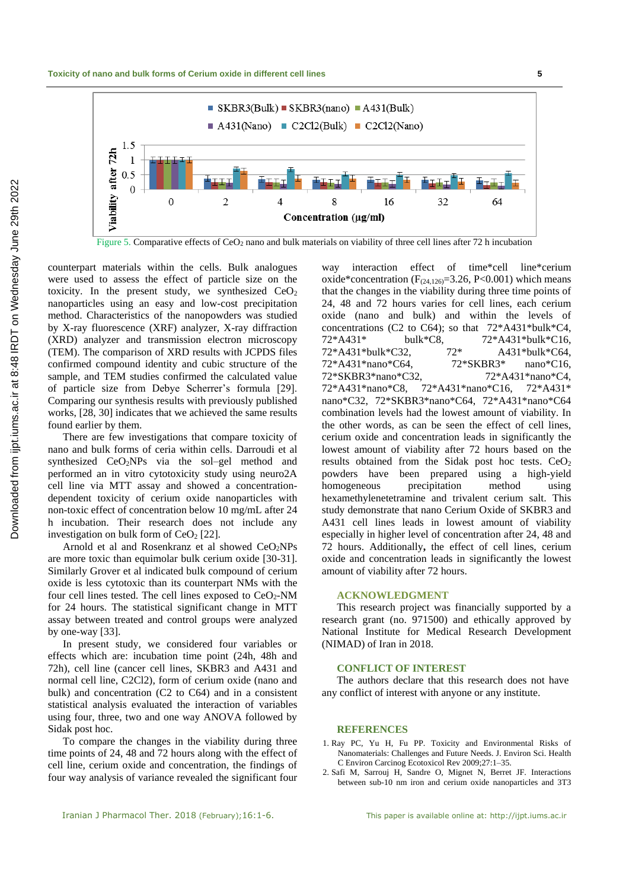Figure 5. Comparative effects of $CeO_2$ nano and bulk materials on viability of three cell lines after 72 h incubation

counterpart materials within the cells. Bulk analogues were used to assess the effect of particle size on the toxicity. In the present study, we synthesized $CeO_2$ nanoparticles using an easy and low-cost precipitation method. Characteristics of the nanopowders was studied by X-ray fluorescence (XRF) analyzer, X-ray diffraction (XRD) analyzer and transmission electron microscopy (TEM). The comparison of XRD results with JCPDS files confirmed compound identity and cubic structure of the sample, and TEM studies confirmed the calculated value of particle size from Debye Scherrer's formula [29]. Comparing our synthesis results with previously published works, [28, 30] indicates that we achieved the same results found earlier by them.

There are few investigations that compare toxicity of nano and bulk forms of ceria within cells. Darroudi et al synthesized $CeO_2$NPs via the sol–gel method and performed an in vitro cytotoxicity study using neuro2A cell line via MTT assay and showed a concentration-dependent toxicity of cerium oxide nanoparticles with non-toxic effect of concentration below 10 mg/mL after 24 h incubation. Their research does not include any investigation on bulk form of $CeO_2$ [22].

Arnold et al and Rosenkranz et al showed $CeO_2$NPs are more toxic than equimolar bulk cerium oxide [30-31]. Similarly Grover et al indicated bulk compound of cerium oxide is less cytotoxic than its counterpart NMs with the four cell lines tested. The cell lines exposed to $CeO_2$-NM for 24 hours. The statistical significant change in MTT assay between treated and control groups were analyzed by one-way [33].

In present study, we considered four variables or effects which are: incubation time point (24h, 48h and 72h), cell line (cancer cell lines, SKBR3 and A431 and normal cell line, C2Cl2), form of cerium oxide (nano and bulk) and concentration (C2 to C64) and in a consistent statistical analysis evaluated the interaction of variables using four, three, two and one way ANOVA followed by Sidak post hoc.

To compare the changes in the viability during three time points of 24, 48 and 72 hours along with the effect of cell line, cerium oxide and concentration, the findings of four way analysis of variance revealed the significant four way interaction effect of time*cell line*cerium oxide*concentration ($F_{(24,126)}=3.26$, $P<0.001$) which means that the changes in the viability during three time points of 24, 48 and 72 hours varies for cell lines, each cerium oxide (nano and bulk) and within the levels of concentrations (C2 to C64); so that 72*A431*bulk*C4, 72*A431* bulk*C8, 72*A431*bulk*C16, 72*A431*bulk*C32, 72* A431*bulk*C64, 72*A431*nano*C64, 72*SKBR3* nano*C16, 72*SKBR3*nano*C32, 72*A431*nano*C4, 72*A431*nano*C8, 72*A431*nano*C16, 72*A431* nano*C32, 72*SKBR3*nano*C64, 72*A431*nano*C64 combination levels had the lowest amount of viability. In the other words, as can be seen the effect of cell lines, cerium oxide and concentration leads in significantly the lowest amount of viability after 72 hours based on the results obtained from the Sidak post hoc tests. $CeO_2$ powders have been prepared using a high-yield homogeneous precipitation method using hexamethylenetetramine and trivalent cerium salt. This study demonstrate that nano Cerium Oxide of SKBR3 and A431 cell lines leads in lowest amount of viability especially in higher level of concentration after 24, 48 and 72 hours. Additionally**,** the effect of cell lines, cerium oxide and concentration leads in significantly the lowest amount of viability after 72 hours.

## ACKNOWLEDGMENT

This research project was financially supported by a research grant (no. 971500) and ethically approved by National Institute for Medical Research Development (NIMAD) of Iran in 2018.

## CONFLICT OF INTEREST

The authors declare that this research does not have any conflict of interest with anyone or any institute.

## REFERENCES

1. Ray PC, Yu H, Fu PP. Toxicity and Environmental Risks of Nanomaterials: Challenges and Future Needs. J. Environ Sci. Health C Environ Carcinog Ecotoxicol Rev 2009;27:1–35.
2. Safi M, Sarrouj H, Sandre O, Mignet N, Berret JF. Interactions between sub-10 nm iron and cerium oxide nanoparticles and 3T3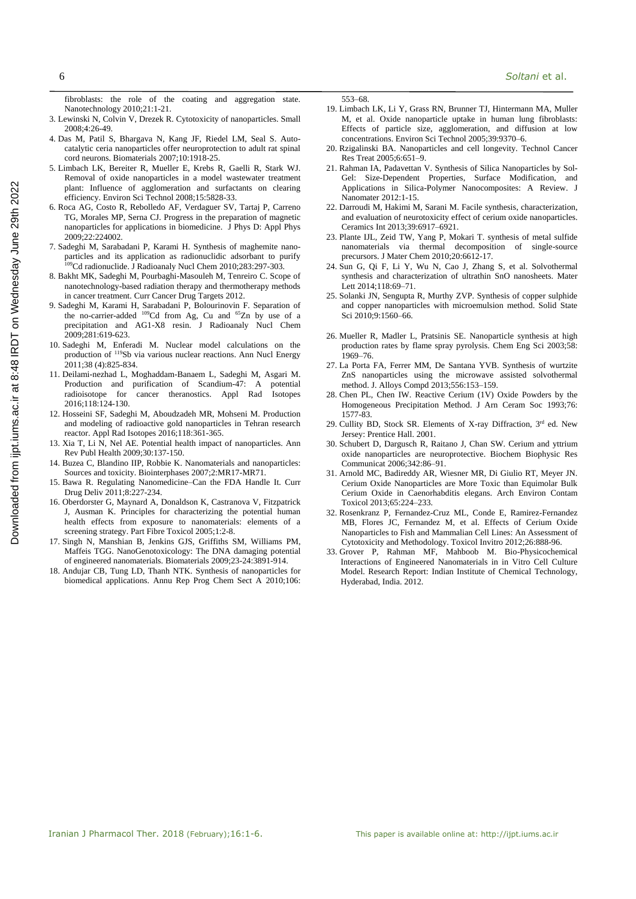fibroblasts: the role of the coating and aggregation state. Nanotechnology 2010;21:1-21.

3. Lewinski N, Colvin V, Drezek R. Cytotoxicity of nanoparticles. Small 2008;4:26-49.
4. Das M, Patil S, Bhargava N, Kang JF, Riedel LM, Seal S. Auto-catalytic ceria nanoparticles offer neuroprotection to adult rat spinal cord neurons. Biomaterials 2007;10:1918-25.
5. Limbach LK, Bereiter R, Mueller E, Krebs R, Gaelli R, Stark WJ. Removal of oxide nanoparticles in a model wastewater treatment plant: Influence of agglomeration and surfactants on clearing efficiency. Environ Sci Technol 2008;15:5828-33.
6. Roca AG, Costo R, Rebolledo AF, Verdaguer SV, Tartaj P, Carreno TG, Morales MP, Serna CJ. Progress in the preparation of magnetic nanoparticles for applications in biomedicine. J Phys D: Appl Phys 2009;22:224002.
7. Sadeghi M, Sarabadani P, Karami H. Synthesis of maghemite nano-particles and its application as radionuclidic adsorbant to purify $^{109}$Cd radionuclide. J Radioanaly Nucl Chem 2010;283:297-303.
8. Bakht MK, Sadeghi M, Pourbaghi-Masouleh M, Tenreiro C. Scope of nanotechnology-based radiation therapy and thermotherapy methods in cancer treatment. Curr Cancer Drug Targets 2012.
9. Sadeghi M, Karami H, Sarabadani P, Bolourinovin F. Separation of the no-carrier-added $^{109}$Cd from Ag, Cu and $^{65}$Zn by use of a precipitation and AG1-X8 resin. J Radioanaly Nucl Chem 2009;281:619-623.
10. Sadeghi M, Enferadi M. Nuclear model calculations on the production of $^{119}$Sb via various nuclear reactions. Ann Nucl Energy 2011;38 (4):825-834.
11. Deilami-nezhad L, Moghaddam-Banaem L, Sadeghi M, Asgari M. Production and purification of Scandium-47: A potential radioisotope for cancer theranostics. Appl Rad Isotopes 2016;118:124-130.
12. Hosseini SF, Sadeghi M, Aboudzadeh MR, Mohseni M. Production and modeling of radioactive gold nanoparticles in Tehran research reactor. Appl Rad Isotopes 2016;118:361-365.
13. Xia T, Li N, Nel AE. Potential health impact of nanoparticles. Ann Rev Publ Health 2009;30:137-150.
14. Buzea C, Blandino IIP, Robbie K. Nanomaterials and nanoparticles: Sources and toxicity. Biointerphases 2007;2:MR17-MR71.
15. Bawa R. Regulating Nanomedicine–Can the FDA Handle It. Curr Drug Deliv 2011;8:227-234.
16. Oberdorster G, Maynard A, Donaldson K, Castranova V, Fitzpatrick J, Ausman K. Principles for characterizing the potential human health effects from exposure to nanomaterials: elements of a screening strategy. Part Fibre Toxicol 2005;1:2-8.
17. Singh N, Manshian B, Jenkins GJS, Griffiths SM, Williams PM, Maffeis TGG. NanoGenotoxicology: The DNA damaging potential of engineered nanomaterials. Biomaterials 2009;23-24:3891-914.
18. Andujar CB, Tung LD, Thanh NTK. Synthesis of nanoparticles for biomedical applications. Annu Rep Prog Chem Sect A 2010;106: 553–68.
19. Limbach LK, Li Y, Grass RN, Brunner TJ, Hintermann MA, Muller M, et al. Oxide nanoparticle uptake in human lung fibroblasts: Effects of particle size, agglomeration, and diffusion at low concentrations. Environ Sci Technol 2005;39:9370–6.
20. Rzigalinski BA. Nanoparticles and cell longevity. Technol Cancer Res Treat 2005;6:651–9.
21. Rahman IA, Padavettan V. Synthesis of Silica Nanoparticles by Sol-Gel: Size-Dependent Properties, Surface Modification, and Applications in Silica-Polymer Nanocomposites: A Review. J Nanomater 2012:1-15.
22. Darroudi M, Hakimi M, Sarani M. Facile synthesis, characterization, and evaluation of neurotoxicity effect of cerium oxide nanoparticles. Ceramics Int 2013;39:6917–6921.
23. Plante IJL, Zeid TW, Yang P, Mokari T. synthesis of metal sulfide nanomaterials via thermal decomposition of single-source precursors. J Mater Chem 2010;20:6612-17.
24. Sun G, Qi F, Li Y, Wu N, Cao J, Zhang S, et al. Solvothermal synthesis and characterization of ultrathin SnO nanosheets. Mater Lett 2014;118:69–71.
25. Solanki JN, Sengupta R, Murthy ZVP. Synthesis of copper sulphide and copper nanoparticles with microemulsion method. Solid State Sci 2010;9:1560–66.
26. Mueller R, Madler L, Pratsinis SE. Nanoparticle synthesis at high production rates by flame spray pyrolysis. Chem Eng Sci 2003;58: 1969–76.
27. La Porta FA, Ferrer MM, De Santana YVB. Synthesis of wurtzite ZnS nanoparticles using the microwave assisted solvothermal method. J. Alloys Compd 2013;556:153–159.
28. Chen PL, Chen IW. Reactive Cerium (1V) Oxide Powders by the Homogeneous Precipitation Method. J Am Ceram Soc 1993;76: 1577-83.
29. Cullity BD, Stock SR. Elements of X-ray Diffraction, 3rd ed. New Jersey: Prentice Hall. 2001.
30. Schubert D, Dargusch R, Raitano J, Chan SW. Cerium and yttrium oxide nanoparticles are neuroprotective. Biochem Biophysic Res Communicat 2006;342:86–91.
31. Arnold MC, Badireddy AR, Wiesner MR, Di Giulio RT, Meyer JN. Cerium Oxide Nanoparticles are More Toxic than Equimolar Bulk Cerium Oxide in Caenorhabditis elegans. Arch Environ Contam Toxicol 2013;65:224–233.
32. Rosenkranz P, Fernandez-Cruz ML, Conde E, Ramirez-Fernandez MB, Flores JC, Fernandez M, et al. Effects of Cerium Oxide Nanoparticles to Fish and Mammalian Cell Lines: An Assessment of Cytotoxicity and Methodology. Toxicol Invitro 2012;26:888-96.
33. Grover P, Rahman MF, Mahboob M. Bio-Physicochemical Interactions of Engineered Nanomaterials in in Vitro Cell Culture Model. Research Report: Indian Institute of Chemical Technology, Hyderabad, India. 2012.